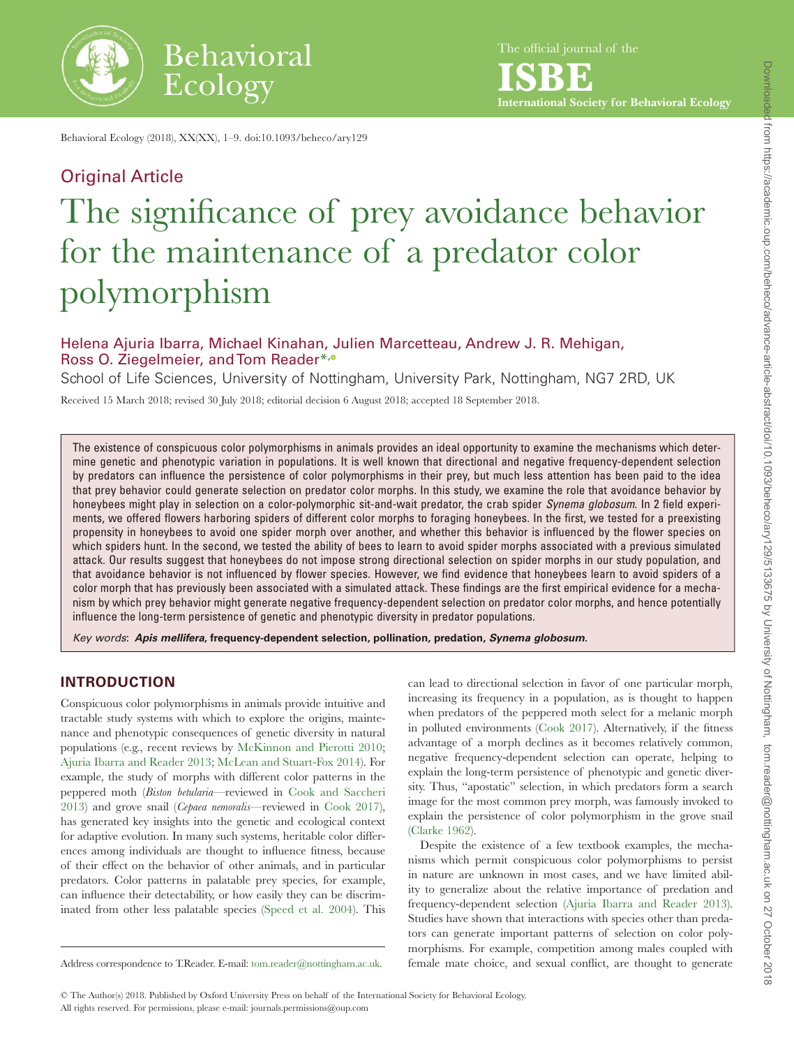Behavioral Ecology (2018), XX(XX), 1–9. doi:10.1093/beheco/ary129

Original Article

# The significance of prey avoidance behavior for the maintenance of a predator color polymorphism

Helena Ajuria Ibarra, Michael Kinahan, Julien Marcetteau, Andrew J. R. Mehigan, Ross O. Ziegelmeier, and Tom Reader*

School of Life Sciences, University of Nottingham, University Park, Nottingham, NG7 2RD, UK

Received 15 March 2018; revised 30 July 2018; editorial decision 6 August 2018; accepted 18 September 2018.

The existence of conspicuous color polymorphisms in animals provides an ideal opportunity to examine the mechanisms which determine genetic and phenotypic variation in populations. It is well known that directional and negative frequency-dependent selection by predators can influence the persistence of color polymorphisms in their prey, but much less attention has been paid to the idea that prey behavior could generate selection on predator color morphs. In this study, we examine the role that avoidance behavior by honeybees might play in selection on a color-polymorphic sit-and-wait predator, the crab spider *Synema globosum*. In 2 field experiments, we offered flowers harboring spiders of different color morphs to foraging honeybees. In the first, we tested for a preexisting propensity in honeybees to avoid one spider morph over another, and whether this behavior is influenced by the flower species on which spiders hunt. In the second, we tested the ability of bees to learn to avoid spider morphs associated with a previous simulated attack. Our results suggest that honeybees do not impose strong directional selection on spider morphs in our study population, and that avoidance behavior is not influenced by flower species. However, we find evidence that honeybees learn to avoid spiders of a color morph that has previously been associated with a simulated attack. These findings are the first empirical evidence for a mechanism by which prey behavior might generate negative frequency-dependent selection on predator color morphs, and hence potentially influence the long-term persistence of genetic and phenotypic diversity in predator populations.

*Key words*: ***Apis mellifera*, frequency-dependent selection, pollination, predation, *Synema globosum*.**

## INTRODUCTION

Conspicuous color polymorphisms in animals provide intuitive and tractable study systems with which to explore the origins, maintenance and phenotypic consequences of genetic diversity in natural populations (e.g., recent reviews by McKinnon and Pierotti 2010; Ajuria Ibarra and Reader 2013; McLean and Stuart-Fox 2014). For example, the study of morphs with different color patterns in the peppered moth (*Biston betularia*—reviewed in Cook and Saccheri 2013) and grove snail (*Cepaea nemoralis*—reviewed in Cook 2017), has generated key insights into the genetic and ecological context for adaptive evolution. In many such systems, heritable color differences among individuals are thought to influence fitness, because of their effect on the behavior of other animals, and in particular predators. Color patterns in palatable prey species, for example, can influence their detectability, or how easily they can be discriminated from other less palatable species (Speed et al. 2004). This can lead to directional selection in favor of one particular morph, increasing its frequency in a population, as is thought to happen when predators of the peppered moth select for a melanic morph in polluted environments (Cook 2017). Alternatively, if the fitness advantage of a morph declines as it becomes relatively common, negative frequency-dependent selection can operate, helping to explain the long-term persistence of phenotypic and genetic diversity. Thus, "apostatic" selection, in which predators form a search image for the most common prey morph, was famously invoked to explain the persistence of color polymorphism in the grove snail (Clarke 1962).

Despite the existence of a few textbook examples, the mechanisms which permit conspicuous color polymorphisms to persist in nature are unknown in most cases, and we have limited ability to generalize about the relative importance of predation and frequency-dependent selection (Ajuria Ibarra and Reader 2013). Studies have shown that interactions with species other than predators can generate important patterns of selection on color polymorphisms. For example, competition among males coupled with female mate choice, and sexual conflict, are thought to generate

Address correspondence to T.Reader. E-mail: tom.reader@nottingham.ac.uk.

© The Author(s) 2018. Published by Oxford University Press on behalf of the International Society for Behavioral Ecology. All rights reserved. For permissions, please e-mail: journals.permissions@oup.com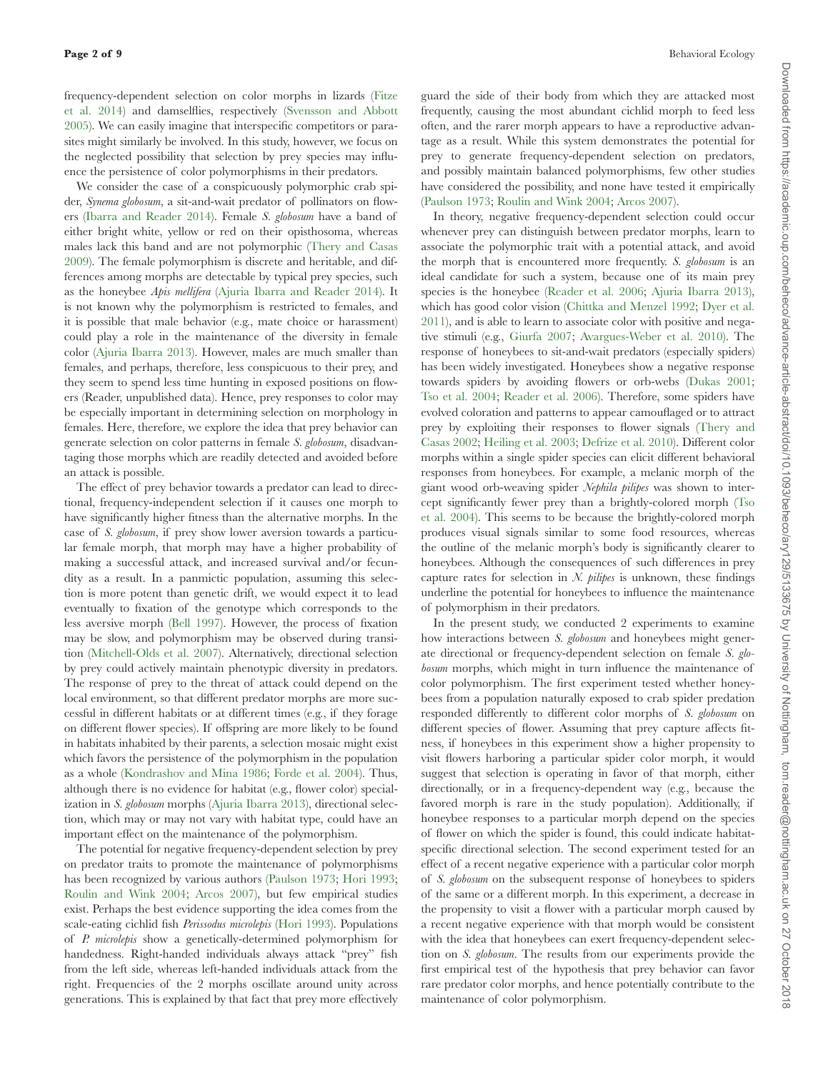frequency-dependent selection on color morphs in lizards (Fitze et al. 2014) and damselflies, respectively (Svensson and Abbott 2005). We can easily imagine that interspecific competitors or parasites might similarly be involved. In this study, however, we focus on the neglected possibility that selection by prey species may influence the persistence of color polymorphisms in their predators.

We consider the case of a conspicuously polymorphic crab spider, *Synema globosum*, a sit-and-wait predator of pollinators on flowers (Ibarra and Reader 2014). Female *S. globosum* have a band of either bright white, yellow or red on their opisthosoma, whereas males lack this band and are not polymorphic (Thery and Casas 2009). The female polymorphism is discrete and heritable, and differences among morphs are detectable by typical prey species, such as the honeybee *Apis mellifera* (Ajuria Ibarra and Reader 2014). It is not known why the polymorphism is restricted to females, and it is possible that male behavior (e.g., mate choice or harassment) could play a role in the maintenance of the diversity in female color (Ajuria Ibarra 2013). However, males are much smaller than females, and perhaps, therefore, less conspicuous to their prey, and they seem to spend less time hunting in exposed positions on flowers (Reader, unpublished data). Hence, prey responses to color may be especially important in determining selection on morphology in females. Here, therefore, we explore the idea that prey behavior can generate selection on color patterns in female *S. globosum*, disadvantaging those morphs which are readily detected and avoided before an attack is possible.

The effect of prey behavior towards a predator can lead to directional, frequency-independent selection if it causes one morph to have significantly higher fitness than the alternative morphs. In the case of *S. globosum*, if prey show lower aversion towards a particular female morph, that morph may have a higher probability of making a successful attack, and increased survival and/or fecundity as a result. In a panmictic population, assuming this selection is more potent than genetic drift, we would expect it to lead eventually to fixation of the genotype which corresponds to the less aversive morph (Bell 1997). However, the process of fixation may be slow, and polymorphism may be observed during transition (Mitchell-Olds et al. 2007). Alternatively, directional selection by prey could actively maintain phenotypic diversity in predators. The response of prey to the threat of attack could depend on the local environment, so that different predator morphs are more successful in different habitats or at different times (e.g., if they forage on different flower species). If offspring are more likely to be found in habitats inhabited by their parents, a selection mosaic might exist which favors the persistence of the polymorphism in the population as a whole (Kondrashov and Mina 1986; Forde et al. 2004). Thus, although there is no evidence for habitat (e.g., flower color) specialization in *S. globosum* morphs (Ajuria Ibarra 2013), directional selection, which may or may not vary with habitat type, could have an important effect on the maintenance of the polymorphism.

The potential for negative frequency-dependent selection by prey on predator traits to promote the maintenance of polymorphisms has been recognized by various authors (Paulson 1973; Hori 1993; Roulin and Wink 2004; Arcos 2007), but few empirical studies exist. Perhaps the best evidence supporting the idea comes from the scale-eating cichlid fish *Perissodus microlepis* (Hori 1993). Populations of *P. microlepis* show a genetically-determined polymorphism for handedness. Right-handed individuals always attack "prey" fish from the left side, whereas left-handed individuals attack from the right. Frequencies of the 2 morphs oscillate around unity across generations. This is explained by that fact that prey more effectively guard the side of their body from which they are attacked most frequently, causing the most abundant cichlid morph to feed less often, and the rarer morph appears to have a reproductive advantage as a result. While this system demonstrates the potential for prey to generate frequency-dependent selection on predators, and possibly maintain balanced polymorphisms, few other studies have considered the possibility, and none have tested it empirically (Paulson 1973; Roulin and Wink 2004; Arcos 2007).

In theory, negative frequency-dependent selection could occur whenever prey can distinguish between predator morphs, learn to associate the polymorphic trait with a potential attack, and avoid the morph that is encountered more frequently. *S. globosum* is an ideal candidate for such a system, because one of its main prey species is the honeybee (Reader et al. 2006; Ajuria Ibarra 2013), which has good color vision (Chittka and Menzel 1992; Dyer et al. 2011), and is able to learn to associate color with positive and negative stimuli (e.g., Giurfa 2007; Avargues-Weber et al. 2010). The response of honeybees to sit-and-wait predators (especially spiders) has been widely investigated. Honeybees show a negative response towards spiders by avoiding flowers or orb-webs (Dukas 2001; Tso et al. 2004; Reader et al. 2006). Therefore, some spiders have evolved coloration and patterns to appear camouflaged or to attract prey by exploiting their responses to flower signals (Thery and Casas 2002; Heiling et al. 2003; Defrize et al. 2010). Different color morphs within a single spider species can elicit different behavioral responses from honeybees. For example, a melanic morph of the giant wood orb-weaving spider *Nephila pilipes* was shown to intercept significantly fewer prey than a brightly-colored morph (Tso et al. 2004). This seems to be because the brightly-colored morph produces visual signals similar to some food resources, whereas the outline of the melanic morph's body is significantly clearer to honeybees. Although the consequences of such differences in prey capture rates for selection in *N. pilipes* is unknown, these findings underline the potential for honeybees to influence the maintenance of polymorphism in their predators.

In the present study, we conducted 2 experiments to examine how interactions between *S. globosum* and honeybees might generate directional or frequency-dependent selection on female *S. globosum* morphs, which might in turn influence the maintenance of color polymorphism. The first experiment tested whether honeybees from a population naturally exposed to crab spider predation responded differently to different color morphs of *S. globosum* on different species of flower. Assuming that prey capture affects fitness, if honeybees in this experiment show a higher propensity to visit flowers harboring a particular spider color morph, it would suggest that selection is operating in favor of that morph, either directionally, or in a frequency-dependent way (e.g., because the favored morph is rare in the study population). Additionally, if honeybee responses to a particular morph depend on the species of flower on which the spider is found, this could indicate habitat-specific directional selection. The second experiment tested for an effect of a recent negative experience with a particular color morph of *S. globosum* on the subsequent response of honeybees to spiders of the same or a different morph. In this experiment, a decrease in the propensity to visit a flower with a particular morph caused by a recent negative experience with that morph would be consistent with the idea that honeybees can exert frequency-dependent selection on *S. globosum*. The results from our experiments provide the first empirical test of the hypothesis that prey behavior can favor rare predator color morphs, and hence potentially contribute to the maintenance of color polymorphism.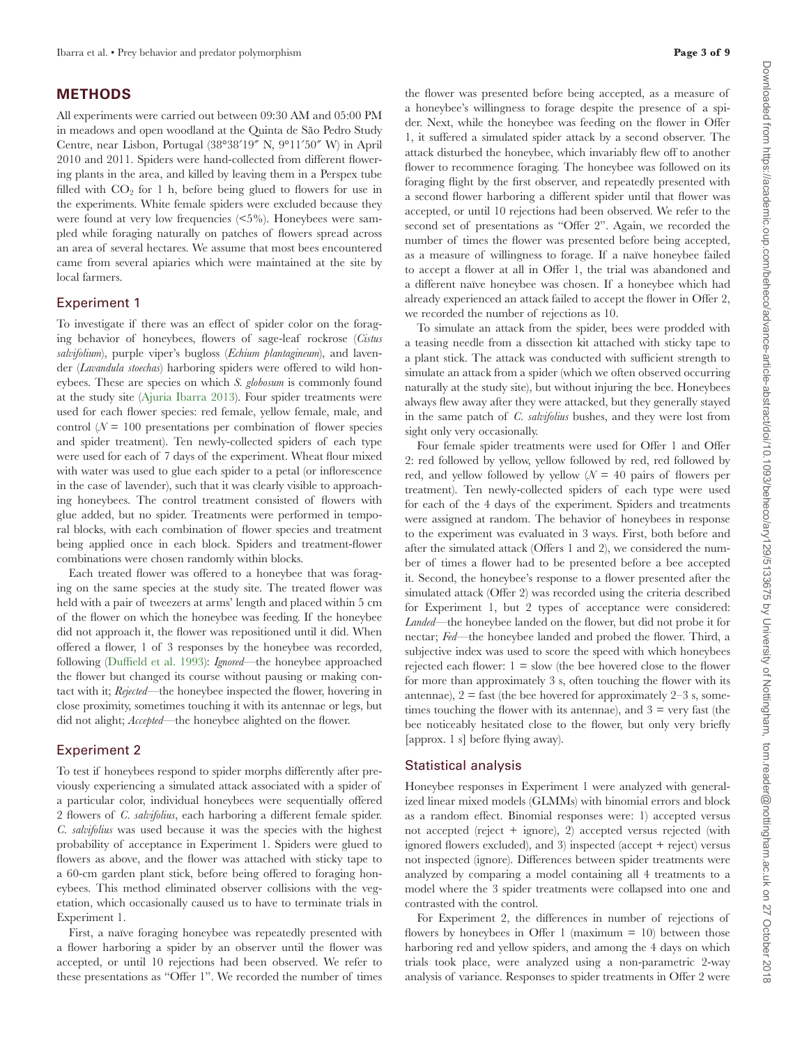## METHODS

All experiments were carried out between 09:30 AM and 05:00 PM in meadows and open woodland at the Quinta de São Pedro Study Centre, near Lisbon, Portugal (38°38′19″ N, 9°11′50″ W) in April 2010 and 2011. Spiders were hand-collected from different flowering plants in the area, and killed by leaving them in a Perspex tube filled with $CO_2$ for 1 h, before being glued to flowers for use in the experiments. White female spiders were excluded because they were found at very low frequencies (<5%). Honeybees were sampled while foraging naturally on patches of flowers spread across an area of several hectares. We assume that most bees encountered came from several apiaries which were maintained at the site by local farmers.

### Experiment 1

To investigate if there was an effect of spider color on the foraging behavior of honeybees, flowers of sage-leaf rockrose (*Cistus salvifolium*), purple viper's bugloss (*Echium plantagineum*), and lavender (*Lavandula stoechas*) harboring spiders were offered to wild honeybees. These are species on which *S. globosum* is commonly found at the study site (Ajuria Ibarra 2013). Four spider treatments were used for each flower species: red female, yellow female, male, and control ($N$ = 100 presentations per combination of flower species and spider treatment). Ten newly-collected spiders of each type were used for each of 7 days of the experiment. Wheat flour mixed with water was used to glue each spider to a petal (or inflorescence in the case of lavender), such that it was clearly visible to approaching honeybees. The control treatment consisted of flowers with glue added, but no spider. Treatments were performed in temporal blocks, with each combination of flower species and treatment being applied once in each block. Spiders and treatment-flower combinations were chosen randomly within blocks.

Each treated flower was offered to a honeybee that was foraging on the same species at the study site. The treated flower was held with a pair of tweezers at arms' length and placed within 5 cm of the flower on which the honeybee was feeding. If the honeybee did not approach it, the flower was repositioned until it did. When offered a flower, 1 of 3 responses by the honeybee was recorded, following (Duffield et al. 1993): *Ignored*—the honeybee approached the flower but changed its course without pausing or making contact with it; *Rejected*—the honeybee inspected the flower, hovering in close proximity, sometimes touching it with its antennae or legs, but did not alight; *Accepted*—the honeybee alighted on the flower.

### Experiment 2

To test if honeybees respond to spider morphs differently after previously experiencing a simulated attack associated with a spider of a particular color, individual honeybees were sequentially offered 2 flowers of *C. salvifolius*, each harboring a different female spider. *C. salvifolius* was used because it was the species with the highest probability of acceptance in Experiment 1. Spiders were glued to flowers as above, and the flower was attached with sticky tape to a 60-cm garden plant stick, before being offered to foraging honeybees. This method eliminated observer collisions with the vegetation, which occasionally caused us to have to terminate trials in Experiment 1.

First, a naïve foraging honeybee was repeatedly presented with a flower harboring a spider by an observer until the flower was accepted, or until 10 rejections had been observed. We refer to these presentations as "Offer 1". We recorded the number of times the flower was presented before being accepted, as a measure of a honeybee's willingness to forage despite the presence of a spider. Next, while the honeybee was feeding on the flower in Offer 1, it suffered a simulated spider attack by a second observer. The attack disturbed the honeybee, which invariably flew off to another flower to recommence foraging. The honeybee was followed on its foraging flight by the first observer, and repeatedly presented with a second flower harboring a different spider until that flower was accepted, or until 10 rejections had been observed. We refer to the second set of presentations as "Offer 2". Again, we recorded the number of times the flower was presented before being accepted, as a measure of willingness to forage. If a naïve honeybee failed to accept a flower at all in Offer 1, the trial was abandoned and a different naïve honeybee was chosen. If a honeybee which had already experienced an attack failed to accept the flower in Offer 2, we recorded the number of rejections as 10.

To simulate an attack from the spider, bees were prodded with a teasing needle from a dissection kit attached with sticky tape to a plant stick. The attack was conducted with sufficient strength to simulate an attack from a spider (which we often observed occurring naturally at the study site), but without injuring the bee. Honeybees always flew away after they were attacked, but they generally stayed in the same patch of *C. salvifolius* bushes, and they were lost from sight only very occasionally.

Four female spider treatments were used for Offer 1 and Offer 2: red followed by yellow, yellow followed by red, red followed by red, and yellow followed by yellow ($N$ = 40 pairs of flowers per treatment). Ten newly-collected spiders of each type were used for each of the 4 days of the experiment. Spiders and treatments were assigned at random. The behavior of honeybees in response to the experiment was evaluated in 3 ways. First, both before and after the simulated attack (Offers 1 and 2), we considered the number of times a flower had to be presented before a bee accepted it. Second, the honeybee's response to a flower presented after the simulated attack (Offer 2) was recorded using the criteria described for Experiment 1, but 2 types of acceptance were considered: *Landed*—the honeybee landed on the flower, but did not probe it for nectar; *Fed*—the honeybee landed and probed the flower. Third, a subjective index was used to score the speed with which honeybees rejected each flower: 1 = slow (the bee hovered close to the flower for more than approximately 3 s, often touching the flower with its antennae), 2 = fast (the bee hovered for approximately 2–3 s, sometimes touching the flower with its antennae), and 3 = very fast (the bee noticeably hesitated close to the flower, but only very briefly [approx. 1 s] before flying away).

### Statistical analysis

Honeybee responses in Experiment 1 were analyzed with generalized linear mixed models (GLMMs) with binomial errors and block as a random effect. Binomial responses were: 1) accepted versus not accepted (reject + ignore), 2) accepted versus rejected (with ignored flowers excluded), and 3) inspected (accept + reject) versus not inspected (ignore). Differences between spider treatments were analyzed by comparing a model containing all 4 treatments to a model where the 3 spider treatments were collapsed into one and contrasted with the control.

For Experiment 2, the differences in number of rejections of flowers by honeybees in Offer 1 (maximum = 10) between those harboring red and yellow spiders, and among the 4 days on which trials took place, were analyzed using a non-parametric 2-way analysis of variance. Responses to spider treatments in Offer 2 were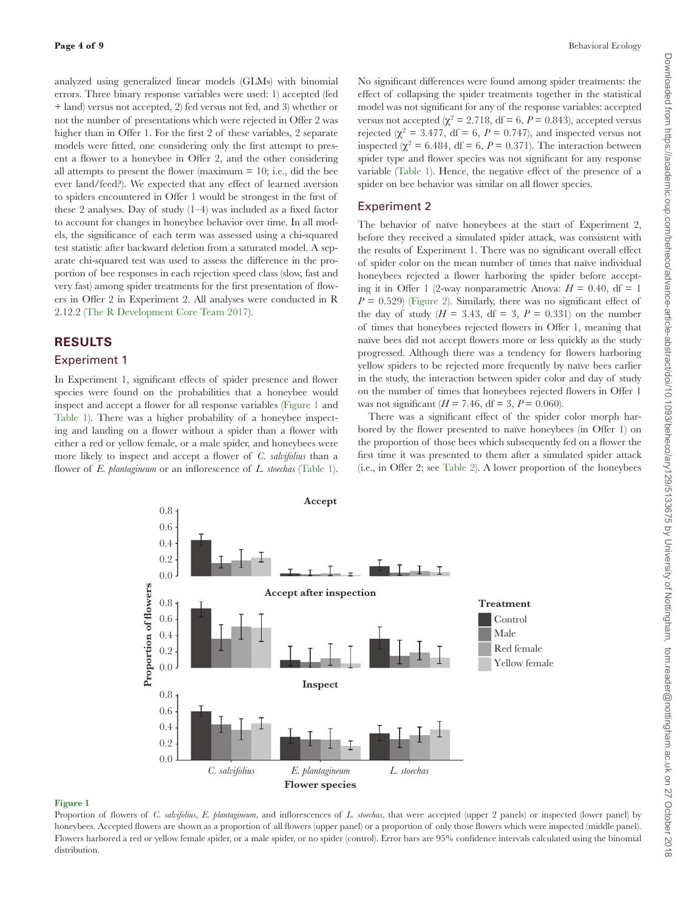analyzed using generalized linear models (GLMs) with binomial errors. Three binary response variables were used: 1) accepted (fed + land) versus not accepted, 2) fed versus not fed, and 3) whether or not the number of presentations which were rejected in Offer 2 was higher than in Offer 1. For the first 2 of these variables, 2 separate models were fitted, one considering only the first attempt to present a flower to a honeybee in Offer 2, and the other considering all attempts to present the flower (maximum = 10; i.e., did the bee ever land/feed?). We expected that any effect of learned aversion to spiders encountered in Offer 1 would be strongest in the first of these 2 analyses. Day of study (1–4) was included as a fixed factor to account for changes in honeybee behavior over time. In all models, the significance of each term was assessed using a chi-squared test statistic after backward deletion from a saturated model. A separate chi-squared test was used to assess the difference in the proportion of bee responses in each rejection speed class (slow, fast and very fast) among spider treatments for the first presentation of flowers in Offer 2 in Experiment 2. All analyses were conducted in R 2.12.2 (The R Development Core Team 2017).

## RESULTS

### Experiment 1

In Experiment 1, significant effects of spider presence and flower species were found on the probabilities that a honeybee would inspect and accept a flower for all response variables (Figure 1 and Table 1). There was a higher probability of a honeybee inspecting and landing on a flower without a spider than a flower with either a red or yellow female, or a male spider, and honeybees were more likely to inspect and accept a flower of *C. salvifolius* than a flower of *E. plantagineum* or an inflorescence of *L. stoechas* (Table 1). No significant differences were found among spider treatments: the effect of collapsing the spider treatments together in the statistical model was not significant for any of the response variables: accepted versus not accepted ($\chi^2 = 2.718$, df = 6, $P = 0.843$), accepted versus rejected ($\chi^2 = 3.477$, df = 6, $P = 0.747$), and inspected versus not inspected ($\chi^2 = 6.484$, df = 6, $P = 0.371$). The interaction between spider type and flower species was not significant for any response variable (Table 1). Hence, the negative effect of the presence of a spider on bee behavior was similar on all flower species.

### Experiment 2

The behavior of naïve honeybees at the start of Experiment 2, before they received a simulated spider attack, was consistent with the results of Experiment 1. There was no significant overall effect of spider color on the mean number of times that naïve individual honeybees rejected a flower harboring the spider before accepting it in Offer 1 (2-way nonparametric Anova: $H = 0.40$, df = 1 $P = 0.529$) (Figure 2). Similarly, there was no significant effect of the day of study ($H = 3.43$, df = 3, $P = 0.331$) on the number of times that honeybees rejected flowers in Offer 1, meaning that naïve bees did not accept flowers more or less quickly as the study progressed. Although there was a tendency for flowers harboring yellow spiders to be rejected more frequently by naïve bees earlier in the study, the interaction between spider color and day of study on the number of times that honeybees rejected flowers in Offer 1 was not significant ($H = 7.46$, df = 3, $P = 0.060$).

There was a significant effect of the spider color morph harbored by the flower presented to naïve honeybees (in Offer 1) on the proportion of those bees which subsequently fed on a flower the first time it was presented to them after a simulated spider attack (i.e., in Offer 2; see Table 2). A lower proportion of the honeybees

**Figure 1**

Proportion of flowers of *C. salvifolius*, *E. plantagineum*, and inflorescences of *L. stoechas*, that were accepted (upper 2 panels) or inspected (lower panel) by honeybees. Accepted flowers are shown as a proportion of all flowers (upper panel) or a proportion of only those flowers which were inspected (middle panel). Flowers harbored a red or yellow female spider, or a male spider, or no spider (control). Error bars are 95% confidence intervals calculated using the binomial distribution.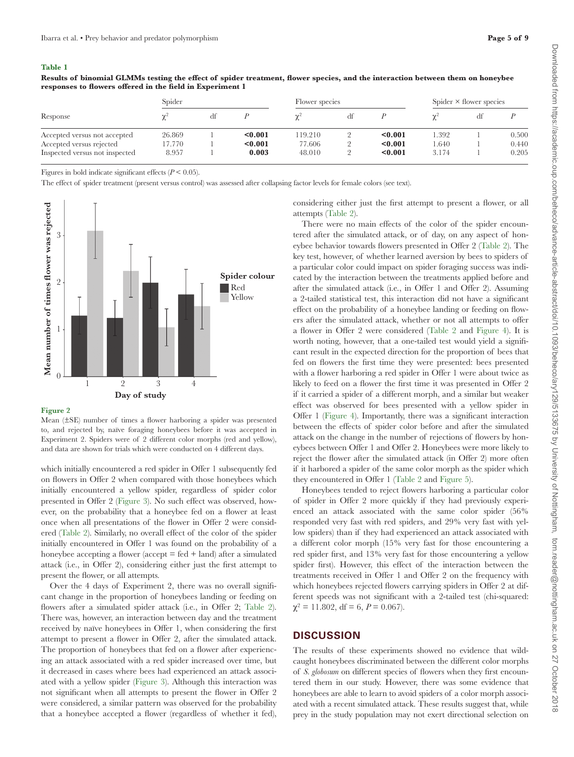**Table 1**

**Results of binomial GLMMs testing the effect of spider treatment, flower species, and the interaction between them on honeybee responses to flowers offered in the field in Experiment 1**

| Response | Spider | | | Flower species | | | Spider × flower species | | |
|---|---|---|---|---|---|---|---|---|---|
| | $\chi^2$ | df | $P$ | $\chi^2$ | df | $P$ | $\chi^2$ | df | $P$ |
| Accepted versus not accepted | 26.869 | 1 | **<0.001** | 119.210 | 2 | **<0.001** | 1.392 | 1 | 0.500 |
| Accepted versus rejected | 17.770 | 1 | **<0.001** | 77.606 | 2 | **<0.001** | 1.640 | 1 | 0.440 |
| Inspected versus not inspected | 8.957 | 1 | **0.003** | 48.010 | 2 | **<0.001** | 3.174 | 1 | 0.205 |

Figures in bold indicate significant effects ($P < 0.05$).

The effect of spider treatment (present versus control) was assessed after collapsing factor levels for female colors (see text).

**Figure 2**

Mean (±SE) number of times a flower harboring a spider was presented to, and rejected by, naïve foraging honeybees before it was accepted in Experiment 2. Spiders were of 2 different color morphs (red and yellow), and data are shown for trials which were conducted on 4 different days.

which initially encountered a red spider in Offer 1 subsequently fed on flowers in Offer 2 when compared with those honeybees which initially encountered a yellow spider, regardless of spider color presented in Offer 2 (Figure 3). No such effect was observed, however, on the probability that a honeybee fed on a flower at least once when all presentations of the flower in Offer 2 were considered (Table 2). Similarly, no overall effect of the color of the spider initially encountered in Offer 1 was found on the probability of a honeybee accepting a flower (accept = fed + land) after a simulated attack (i.e., in Offer 2), considering either just the first attempt to present the flower, or all attempts.

Over the 4 days of Experiment 2, there was no overall significant change in the proportion of honeybees landing or feeding on flowers after a simulated spider attack (i.e., in Offer 2; Table 2). There was, however, an interaction between day and the treatment received by naïve honeybees in Offer 1, when considering the first attempt to present a flower in Offer 2, after the simulated attack. The proportion of honeybees that fed on a flower after experiencing an attack associated with a red spider increased over time, but it decreased in cases where bees had experienced an attack associated with a yellow spider (Figure 3). Although this interaction was not significant when all attempts to present the flower in Offer 2 were considered, a similar pattern was observed for the probability that a honeybee accepted a flower (regardless of whether it fed), considering either just the first attempt to present a flower, or all attempts (Table 2).

There were no main effects of the color of the spider encountered after the simulated attack, or of day, on any aspect of honeybee behavior towards flowers presented in Offer 2 (Table 2). The key test, however, of whether learned aversion by bees to spiders of a particular color could impact on spider foraging success was indicated by the interaction between the treatments applied before and after the simulated attack (i.e., in Offer 1 and Offer 2). Assuming a 2-tailed statistical test, this interaction did not have a significant effect on the probability of a honeybee landing or feeding on flowers after the simulated attack, whether or not all attempts to offer a flower in Offer 2 were considered (Table 2 and Figure 4). It is worth noting, however, that a one-tailed test would yield a significant result in the expected direction for the proportion of bees that fed on flowers the first time they were presented: bees presented with a flower harboring a red spider in Offer 1 were about twice as likely to feed on a flower the first time it was presented in Offer 2 if it carried a spider of a different morph, and a similar but weaker effect was observed for bees presented with a yellow spider in Offer 1 (Figure 4). Importantly, there was a significant interaction between the effects of spider color before and after the simulated attack on the change in the number of rejections of flowers by honeybees between Offer 1 and Offer 2. Honeybees were more likely to reject the flower after the simulated attack (in Offer 2) more often if it harbored a spider of the same color morph as the spider which they encountered in Offer 1 (Table 2 and Figure 5).

Honeybees tended to reject flowers harboring a particular color of spider in Offer 2 more quickly if they had previously experienced an attack associated with the same color spider (56% responded very fast with red spiders, and 29% very fast with yellow spiders) than if they had experienced an attack associated with a different color morph (15% very fast for those encountering a red spider first, and 13% very fast for those encountering a yellow spider first). However, this effect of the interaction between the treatments received in Offer 1 and Offer 2 on the frequency with which honeybees rejected flowers carrying spiders in Offer 2 at different speeds was not significant with a 2-tailed test (chi-squared: $\chi^2 = 11.802$, df = 6, $P = 0.067$).

## DISCUSSION

The results of these experiments showed no evidence that wild-caught honeybees discriminated between the different color morphs of *S. globosum* on different species of flowers when they first encountered them in our study. However, there was some evidence that honeybees are able to learn to avoid spiders of a color morph associated with a recent simulated attack. These results suggest that, while prey in the study population may not exert directional selection on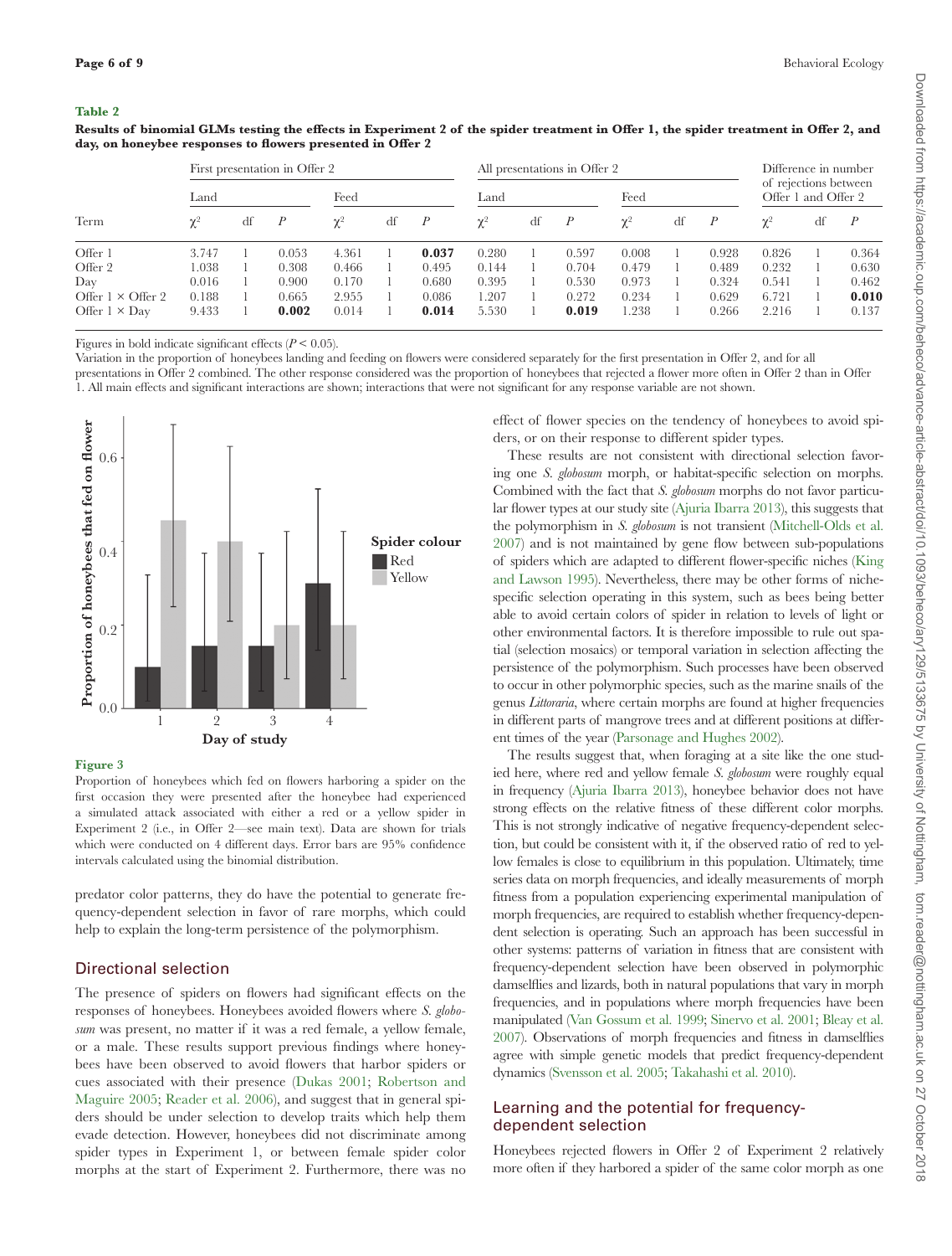**Table 2**

**Results of binomial GLMs testing the effects in Experiment 2 of the spider treatment in Offer 1, the spider treatment in Offer 2, and day, on honeybee responses to flowers presented in Offer 2**

| | First presentation in Offer 2 | | | | | | All presentations in Offer 2 | | | | | | Difference in number of rejections between Offer 1 and Offer 2 | | |
|---|---|---|---|---|---|---|---|---|---|---|---|---|---|---|---|
| | Land | | | Feed | | | Land | | | Feed | | | | | |
| Term | $\chi^2$ | df | $P$ | $\chi^2$ | df | $P$ | $\chi^2$ | df | $P$ | $\chi^2$ | df | $P$ | $\chi^2$ | df | $P$ |
| Offer 1 | 3.747 | 1 | 0.053 | 4.361 | 1 | **0.037** | 0.280 | 1 | 0.597 | 0.008 | 1 | 0.928 | 0.826 | 1 | 0.364 |
| Offer 2 | 1.038 | 1 | 0.308 | 0.466 | 1 | 0.495 | 0.144 | 1 | 0.704 | 0.479 | 1 | 0.489 | 0.232 | 1 | 0.630 |
| Day | 0.016 | 1 | 0.900 | 0.170 | 1 | 0.680 | 0.395 | 1 | 0.530 | 0.973 | 1 | 0.324 | 0.541 | 1 | 0.462 |
| Offer 1 × Offer 2 | 0.188 | 1 | 0.665 | 2.955 | 1 | 0.086 | 1.207 | 1 | 0.272 | 0.234 | 1 | 0.629 | 6.721 | 1 | **0.010** |
| Offer 1 × Day | 9.433 | 1 | **0.002** | 0.014 | 1 | **0.014** | 5.530 | 1 | **0.019** | 1.238 | 1 | 0.266 | 2.216 | 1 | 0.137 |

Figures in bold indicate significant effects ($P < 0.05$).
Variation in the proportion of honeybees landing and feeding on flowers were considered separately for the first presentation in Offer 2, and for all presentations in Offer 2 combined. The other response considered was the proportion of honeybees that rejected a flower more often in Offer 2 than in Offer 1. All main effects and significant interactions are shown; interactions that were not significant for any response variable are not shown.

**Figure 3**
Proportion of honeybees which fed on flowers harboring a spider on the first occasion they were presented after the honeybee had experienced a simulated attack associated with either a red or a yellow spider in Experiment 2 (i.e., in Offer 2—see main text). Data are shown for trials which were conducted on 4 different days. Error bars are 95% confidence intervals calculated using the binomial distribution.

predator color patterns, they do have the potential to generate frequency-dependent selection in favor of rare morphs, which could help to explain the long-term persistence of the polymorphism.

## Directional selection

The presence of spiders on flowers had significant effects on the responses of honeybees. Honeybees avoided flowers where *S. globosum* was present, no matter if it was a red female, a yellow female, or a male. These results support previous findings where honeybees have been observed to avoid flowers that harbor spiders or cues associated with their presence (Dukas 2001; Robertson and Maguire 2005; Reader et al. 2006), and suggest that in general spiders should be under selection to develop traits which help them evade detection. However, honeybees did not discriminate among spider types in Experiment 1, or between female spider color morphs at the start of Experiment 2. Furthermore, there was no effect of flower species on the tendency of honeybees to avoid spiders, or on their response to different spider types.

These results are not consistent with directional selection favoring one *S. globosum* morph, or habitat-specific selection on morphs. Combined with the fact that *S. globosum* morphs do not favor particular flower types at our study site (Ajuria Ibarra 2013), this suggests that the polymorphism in *S. globosum* is not transient (Mitchell-Olds et al. 2007) and is not maintained by gene flow between sub-populations of spiders which are adapted to different flower-specific niches (King and Lawson 1995). Nevertheless, there may be other forms of niche-specific selection operating in this system, such as bees being better able to avoid certain colors of spider in relation to levels of light or other environmental factors. It is therefore impossible to rule out spatial (selection mosaics) or temporal variation in selection affecting the persistence of the polymorphism. Such processes have been observed to occur in other polymorphic species, such as the marine snails of the genus *Littoraria*, where certain morphs are found at higher frequencies in different parts of mangrove trees and at different positions at different times of the year (Parsonage and Hughes 2002).

The results suggest that, when foraging at a site like the one studied here, where red and yellow female *S. globosum* were roughly equal in frequency (Ajuria Ibarra 2013), honeybee behavior does not have strong effects on the relative fitness of these different color morphs. This is not strongly indicative of negative frequency-dependent selection, but could be consistent with it, if the observed ratio of red to yellow females is close to equilibrium in this population. Ultimately, time series data on morph frequencies, and ideally measurements of morph fitness from a population experiencing experimental manipulation of morph frequencies, are required to establish whether frequency-dependent selection is operating. Such an approach has been successful in other systems: patterns of variation in fitness that are consistent with frequency-dependent selection have been observed in polymorphic damselflies and lizards, both in natural populations that vary in morph frequencies, and in populations where morph frequencies have been manipulated (Van Gossum et al. 1999; Sinervo et al. 2001; Bleay et al. 2007). Observations of morph frequencies and fitness in damselflies agree with simple genetic models that predict frequency-dependent dynamics (Svensson et al. 2005; Takahashi et al. 2010).

## Learning and the potential for frequency-dependent selection

Honeybees rejected flowers in Offer 2 of Experiment 2 relatively more often if they harbored a spider of the same color morph as one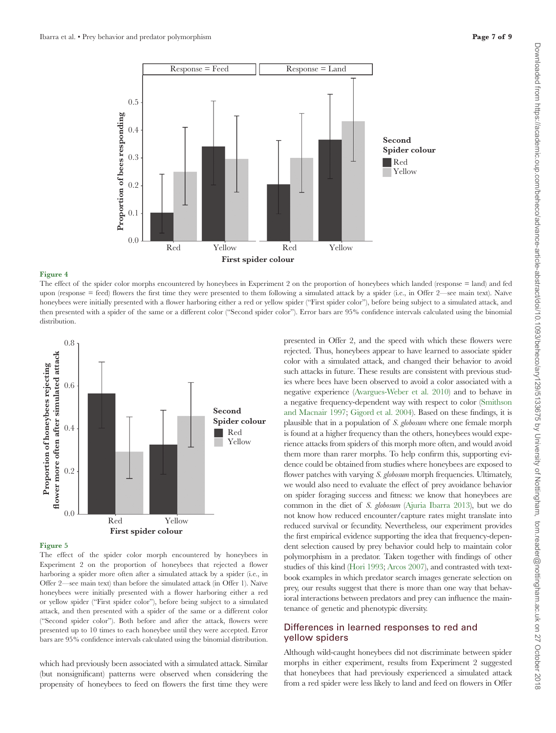**Figure 4**
The effect of the spider color morphs encountered by honeybees in Experiment 2 on the proportion of honeybees which landed (response = land) and fed upon (response = feed) flowers the first time they were presented to them following a simulated attack by a spider (i.e., in Offer 2—see main text). Naïve honeybees were initially presented with a flower harboring either a red or yellow spider ("First spider color"), before being subject to a simulated attack, and then presented with a spider of the same or a different color ("Second spider color"). Error bars are 95% confidence intervals calculated using the binomial distribution.

**Figure 5**
The effect of the spider color morph encountered by honeybees in Experiment 2 on the proportion of honeybees that rejected a flower harboring a spider more often after a simulated attack by a spider (i.e., in Offer 2—see main text) than before the simulated attack (in Offer 1). Naïve honeybees were initially presented with a flower harboring either a red or yellow spider ("First spider color"), before being subject to a simulated attack, and then presented with a spider of the same or a different color ("Second spider color"). Both before and after the attack, flowers were presented up to 10 times to each honeybee until they were accepted. Error bars are 95% confidence intervals calculated using the binomial distribution.

which had previously been associated with a simulated attack. Similar (but nonsignificant) patterns were observed when considering the propensity of honeybees to feed on flowers the first time they were presented in Offer 2, and the speed with which these flowers were rejected. Thus, honeybees appear to have learned to associate spider color with a simulated attack, and changed their behavior to avoid such attacks in future. These results are consistent with previous studies where bees have been observed to avoid a color associated with a negative experience (Avargues-Weber et al. 2010) and to behave in a negative frequency-dependent way with respect to color (Smithson and Macnair 1997; Gigord et al. 2004). Based on these findings, it is plausible that in a population of *S. globosum* where one female morph is found at a higher frequency than the others, honeybees would experience attacks from spiders of this morph more often, and would avoid them more than rarer morphs. To help confirm this, supporting evidence could be obtained from studies where honeybees are exposed to flower patches with varying *S. globosum* morph frequencies. Ultimately, we would also need to evaluate the effect of prey avoidance behavior on spider foraging success and fitness: we know that honeybees are common in the diet of *S. globosum* (Ajuria Ibarra 2013), but we do not know how reduced encounter/capture rates might translate into reduced survival or fecundity. Nevertheless, our experiment provides the first empirical evidence supporting the idea that frequency-dependent selection caused by prey behavior could help to maintain color polymorphism in a predator. Taken together with findings of other studies of this kind (Hori 1993; Arcos 2007), and contrasted with textbook examples in which predator search images generate selection on prey, our results suggest that there is more than one way that behavioral interactions between predators and prey can influence the maintenance of genetic and phenotypic diversity.

## Differences in learned responses to red and yellow spiders

Although wild-caught honeybees did not discriminate between spider morphs in either experiment, results from Experiment 2 suggested that honeybees that had previously experienced a simulated attack from a red spider were less likely to land and feed on flowers in Offer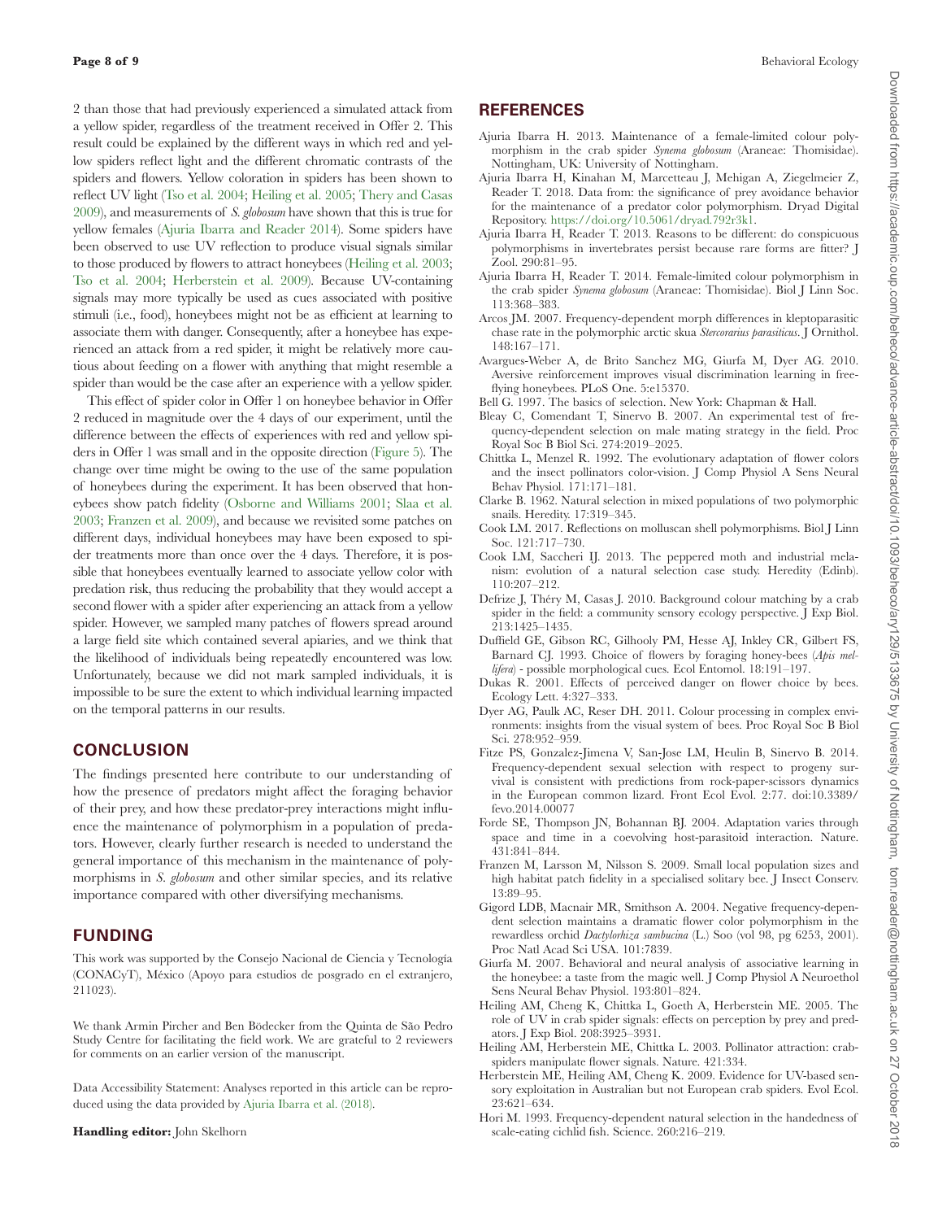2 than those that had previously experienced a simulated attack from a yellow spider, regardless of the treatment received in Offer 2. This result could be explained by the different ways in which red and yellow spiders reflect light and the different chromatic contrasts of the spiders and flowers. Yellow coloration in spiders has been shown to reflect UV light (Tso et al. 2004; Heiling et al. 2005; Thery and Casas 2009), and measurements of *S. globosum* have shown that this is true for yellow females (Ajuria Ibarra and Reader 2014). Some spiders have been observed to use UV reflection to produce visual signals similar to those produced by flowers to attract honeybees (Heiling et al. 2003; Tso et al. 2004; Herberstein et al. 2009). Because UV-containing signals may more typically be used as cues associated with positive stimuli (i.e., food), honeybees might not be as efficient at learning to associate them with danger. Consequently, after a honeybee has experienced an attack from a red spider, it might be relatively more cautious about feeding on a flower with anything that might resemble a spider than would be the case after an experience with a yellow spider.

This effect of spider color in Offer 1 on honeybee behavior in Offer 2 reduced in magnitude over the 4 days of our experiment, until the difference between the effects of experiences with red and yellow spiders in Offer 1 was small and in the opposite direction (Figure 5). The change over time might be owing to the use of the same population of honeybees during the experiment. It has been observed that honeybees show patch fidelity (Osborne and Williams 2001; Slaa et al. 2003; Franzen et al. 2009), and because we revisited some patches on different days, individual honeybees may have been exposed to spider treatments more than once over the 4 days. Therefore, it is possible that honeybees eventually learned to associate yellow color with predation risk, thus reducing the probability that they would accept a second flower with a spider after experiencing an attack from a yellow spider. However, we sampled many patches of flowers spread around a large field site which contained several apiaries, and we think that the likelihood of individuals being repeatedly encountered was low. Unfortunately, because we did not mark sampled individuals, it is impossible to be sure the extent to which individual learning impacted on the temporal patterns in our results.

## CONCLUSION

The findings presented here contribute to our understanding of how the presence of predators might affect the foraging behavior of their prey, and how these predator-prey interactions might influence the maintenance of polymorphism in a population of predators. However, clearly further research is needed to understand the general importance of this mechanism in the maintenance of polymorphisms in *S. globosum* and other similar species, and its relative importance compared with other diversifying mechanisms.

## FUNDING

This work was supported by the Consejo Nacional de Ciencia y Tecnología (CONACyT), México (Apoyo para estudios de posgrado en el extranjero, 211023).

We thank Armin Pircher and Ben Bödecker from the Quinta de São Pedro Study Centre for facilitating the field work. We are grateful to 2 reviewers for comments on an earlier version of the manuscript.

Data Accessibility Statement: Analyses reported in this article can be reproduced using the data provided by Ajuria Ibarra et al. (2018).

**Handling editor:** John Skelhorn

## REFERENCES

Ajuria Ibarra H. 2013. Maintenance of a female-limited colour polymorphism in the crab spider *Synema globosum* (Araneae: Thomisidae). Nottingham, UK: University of Nottingham.

Ajuria Ibarra H, Kinahan M, Marcetteau J, Mehigan A, Ziegelmeier Z, Reader T. 2018. Data from: the significance of prey avoidance behavior for the maintenance of a predator color polymorphism. Dryad Digital Repository. https://doi.org/10.5061/dryad.792r3k1.

Ajuria Ibarra H, Reader T. 2013. Reasons to be different: do conspicuous polymorphisms in invertebrates persist because rare forms are fitter? J Zool. 290:81–95.

Ajuria Ibarra H, Reader T. 2014. Female-limited colour polymorphism in the crab spider *Synema globosum* (Araneae: Thomisidae). Biol J Linn Soc. 113:368–383.

Arcos JM. 2007. Frequency-dependent morph differences in kleptoparasitic chase rate in the polymorphic arctic skua *Stercorarius parasiticus*. J Ornithol. 148:167–171.

Avargues-Weber A, de Brito Sanchez MG, Giurfa M, Dyer AG. 2010. Aversive reinforcement improves visual discrimination learning in free-flying honeybees. PLoS One. 5:e15370.

Bell G. 1997. The basics of selection. New York: Chapman & Hall.

Bleay C, Comendant T, Sinervo B. 2007. An experimental test of frequency-dependent selection on male mating strategy in the field. Proc Royal Soc B Biol Sci. 274:2019–2025.

Chittka L, Menzel R. 1992. The evolutionary adaptation of flower colors and the insect pollinators color-vision. J Comp Physiol A Sens Neural Behav Physiol. 171:171–181.

Clarke B. 1962. Natural selection in mixed populations of two polymorphic snails. Heredity. 17:319–345.

Cook LM. 2017. Reflections on molluscan shell polymorphisms. Biol J Linn Soc. 121:717–730.

Cook LM, Saccheri IJ. 2013. The peppered moth and industrial melanism: evolution of a natural selection case study. Heredity (Edinb). 110:207–212.

Defrize J, Théry M, Casas J. 2010. Background colour matching by a crab spider in the field: a community sensory ecology perspective. J Exp Biol. 213:1425–1435.

Duffield GE, Gibson RC, Gilhooly PM, Hesse AJ, Inkley CR, Gilbert FS, Barnard CJ. 1993. Choice of flowers by foraging honey-bees (*Apis mellifera*) - possible morphological cues. Ecol Entomol. 18:191–197.

Dukas R. 2001. Effects of perceived danger on flower choice by bees. Ecology Lett. 4:327–333.

Dyer AG, Paulk AC, Reser DH. 2011. Colour processing in complex environments: insights from the visual system of bees. Proc Royal Soc B Biol Sci. 278:952–959.

Fitze PS, Gonzalez-Jimena V, San-Jose LM, Heulin B, Sinervo B. 2014. Frequency-dependent sexual selection with respect to progeny survival is consistent with predictions from rock-paper-scissors dynamics in the European common lizard. Front Ecol Evol. 2:77. doi:10.3389/fevo.2014.00077

Forde SE, Thompson JN, Bohannan BJ. 2004. Adaptation varies through space and time in a coevolving host-parasitoid interaction. Nature. 431:841–844.

Franzen M, Larsson M, Nilsson S. 2009. Small local population sizes and high habitat patch fidelity in a specialised solitary bee. J Insect Conserv. 13:89–95.

Gigord LDB, Macnair MR, Smithson A. 2004. Negative frequency-dependent selection maintains a dramatic flower color polymorphism in the rewardless orchid *Dactylorhiza sambucina* (L.) Soo (vol 98, pg 6253, 2001). Proc Natl Acad Sci USA. 101:7839.

Giurfa M. 2007. Behavioral and neural analysis of associative learning in the honeybee: a taste from the magic well. J Comp Physiol A Neuroethol Sens Neural Behav Physiol. 193:801–824.

Heiling AM, Cheng K, Chittka L, Goeth A, Herberstein ME. 2005. The role of UV in crab spider signals: effects on perception by prey and predators. J Exp Biol. 208:3925–3931.

Heiling AM, Herberstein ME, Chittka L. 2003. Pollinator attraction: crab-spiders manipulate flower signals. Nature. 421:334.

Herberstein ME, Heiling AM, Cheng K. 2009. Evidence for UV-based sensory exploitation in Australian but not European crab spiders. Evol Ecol. 23:621–634.

Hori M. 1993. Frequency-dependent natural selection in the handedness of scale-eating cichlid fish. Science. 260:216–219.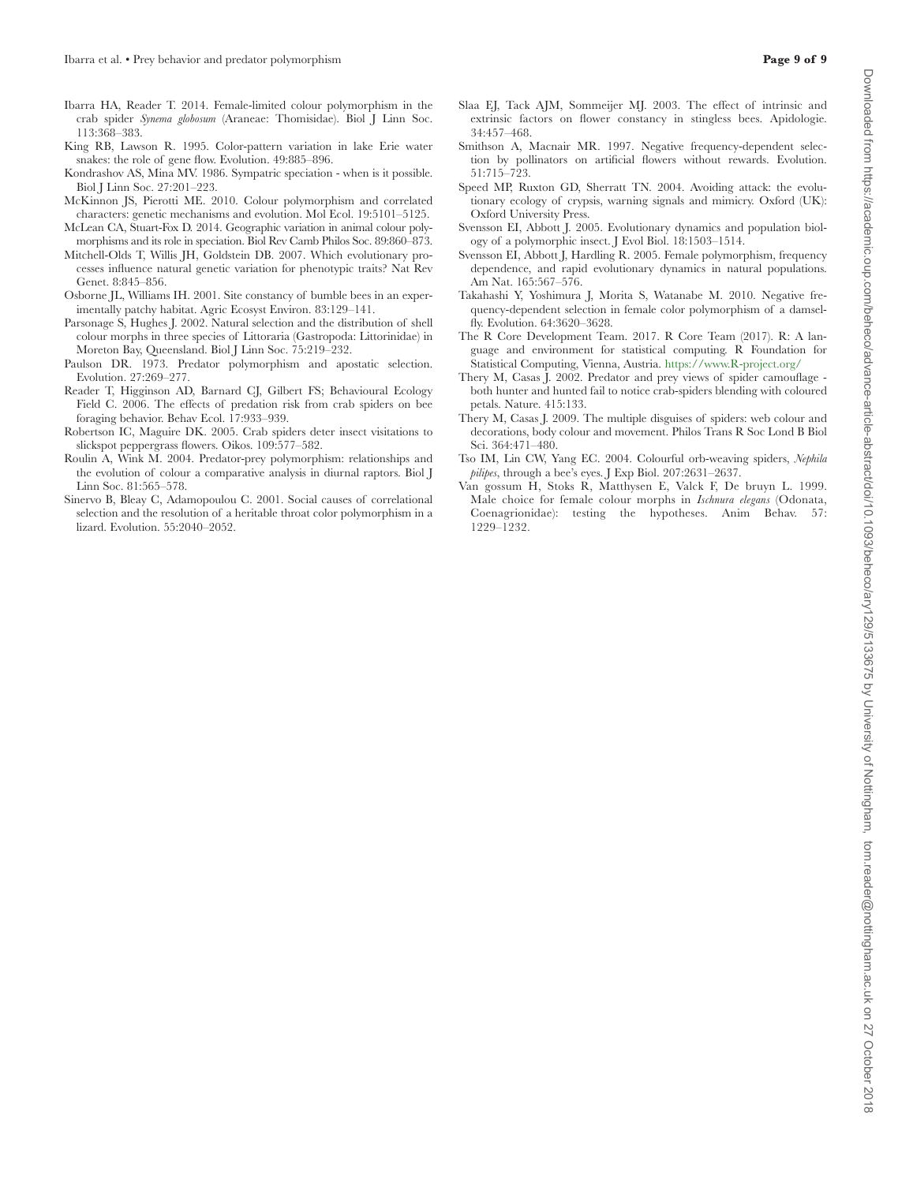Ibarra HA, Reader T. 2014. Female-limited colour polymorphism in the crab spider *Synema globosum* (Araneae: Thomisidae). Biol J Linn Soc. 113:368–383.

King RB, Lawson R. 1995. Color-pattern variation in lake Erie water snakes: the role of gene flow. Evolution. 49:885–896.

Kondrashov AS, Mina MV. 1986. Sympatric speciation - when is it possible. Biol J Linn Soc. 27:201–223.

McKinnon JS, Pierotti ME. 2010. Colour polymorphism and correlated characters: genetic mechanisms and evolution. Mol Ecol. 19:5101–5125.

McLean CA, Stuart-Fox D. 2014. Geographic variation in animal colour polymorphisms and its role in speciation. Biol Rev Camb Philos Soc. 89:860–873.

Mitchell-Olds T, Willis JH, Goldstein DB. 2007. Which evolutionary processes influence natural genetic variation for phenotypic traits? Nat Rev Genet. 8:845–856.

Osborne JL, Williams IH. 2001. Site constancy of bumble bees in an experimentally patchy habitat. Agric Ecosyst Environ. 83:129–141.

Parsonage S, Hughes J. 2002. Natural selection and the distribution of shell colour morphs in three species of Littoraria (Gastropoda: Littorinidae) in Moreton Bay, Queensland. Biol J Linn Soc. 75:219–232.

Paulson DR. 1973. Predator polymorphism and apostatic selection. Evolution. 27:269–277.

Reader T, Higginson AD, Barnard CJ, Gilbert FS; Behavioural Ecology Field C. 2006. The effects of predation risk from crab spiders on bee foraging behavior. Behav Ecol. 17:933–939.

Robertson IC, Maguire DK. 2005. Crab spiders deter insect visitations to slickspot peppergrass flowers. Oikos. 109:577–582.

Roulin A, Wink M. 2004. Predator-prey polymorphism: relationships and the evolution of colour a comparative analysis in diurnal raptors. Biol J Linn Soc. 81:565–578.

Sinervo B, Bleay C, Adamopoulou C. 2001. Social causes of correlational selection and the resolution of a heritable throat color polymorphism in a lizard. Evolution. 55:2040–2052.

Slaa EJ, Tack AJM, Sommeijer MJ. 2003. The effect of intrinsic and extrinsic factors on flower constancy in stingless bees. Apidologie. 34:457–468.

Smithson A, Macnair MR. 1997. Negative frequency-dependent selection by pollinators on artificial flowers without rewards. Evolution. 51:715–723.

Speed MP, Ruxton GD, Sherratt TN. 2004. Avoiding attack: the evolutionary ecology of crypsis, warning signals and mimicry. Oxford (UK): Oxford University Press.

Svensson EI, Abbott J. 2005. Evolutionary dynamics and population biology of a polymorphic insect. J Evol Biol. 18:1503–1514.

Svensson EI, Abbott J, Hardling R. 2005. Female polymorphism, frequency dependence, and rapid evolutionary dynamics in natural populations. Am Nat. 165:567–576.

Takahashi Y, Yoshimura J, Morita S, Watanabe M. 2010. Negative frequency-dependent selection in female color polymorphism of a damselfly. Evolution. 64:3620–3628.

The R Core Development Team. 2017. R Core Team (2017). R: A language and environment for statistical computing. R Foundation for Statistical Computing, Vienna, Austria. https://www.R-project.org/

Thery M, Casas J. 2002. Predator and prey views of spider camouflage - both hunter and hunted fail to notice crab-spiders blending with coloured petals. Nature. 415:133.

Thery M, Casas J. 2009. The multiple disguises of spiders: web colour and decorations, body colour and movement. Philos Trans R Soc Lond B Biol Sci. 364:471–480.

Tso IM, Lin CW, Yang EC. 2004. Colourful orb-weaving spiders, *Nephila pilipes*, through a bee's eyes. J Exp Biol. 207:2631–2637.

Van gossum H, Stoks R, Matthysen E, Valck F, De bruyn L. 1999. Male choice for female colour morphs in *Ischnura elegans* (Odonata, Coenagrionidae): testing the hypotheses. Anim Behav. 57: 1229–1232.